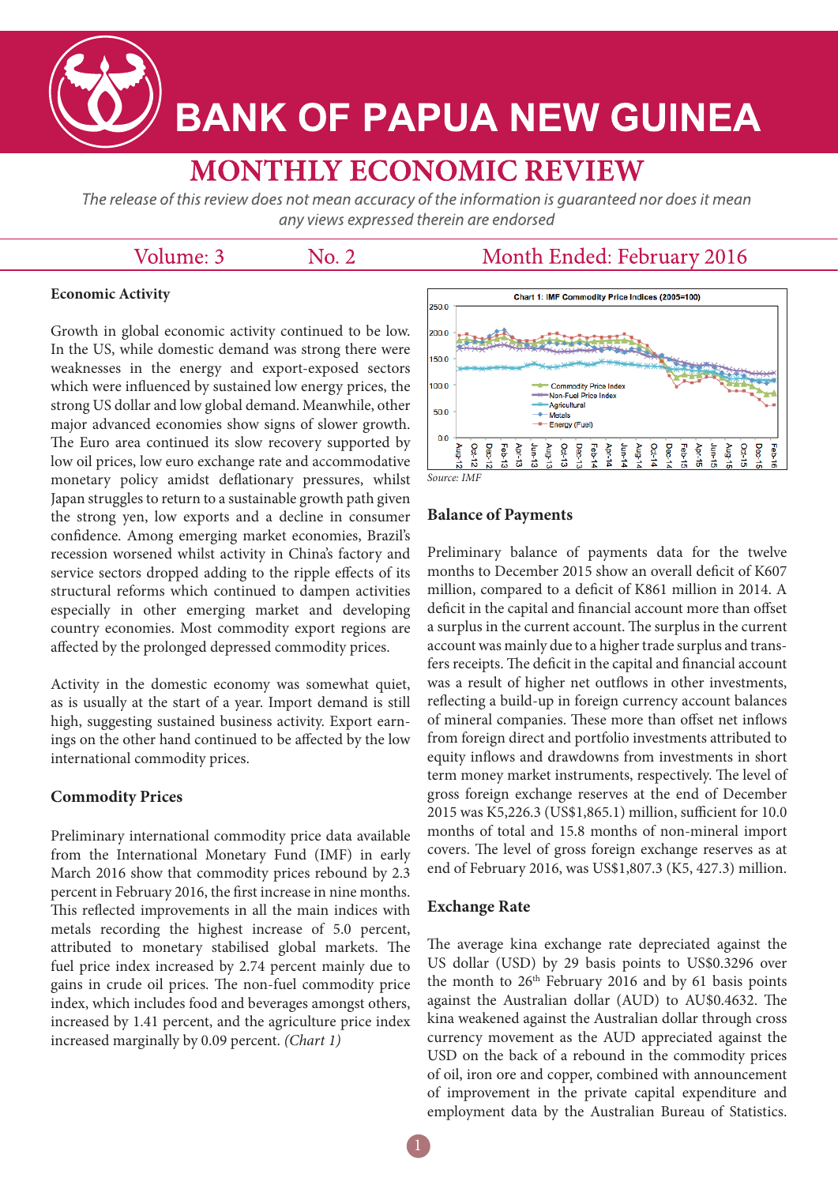# BANK OF PAPUA NEW GUINEA

## MONTHLY ECONOMIC REVIEW

*The release of this review does not mean accuracy of the information is guaranteed nor does it mean any views expressed therein are endorsed*

Volume: 3 No. 2 Month Ended: February 2016

### Economic Activity

Growth in global economic activity continued to be low. In the US, while domestic demand was strong there were weaknesses in the energy and export-exposed sectors which were influenced by sustained low energy prices, the strong US dollar and low global demand. Meanwhile, other major advanced economies show signs of slower growth. The Euro area continued its slow recovery supported by low oil prices, low euro exchange rate and accommodative monetary policy amidst deflationary pressures, whilst Japan struggles to return to a sustainable growth path given the strong yen, low exports and a decline in consumer confidence. Among emerging market economies, Brazil's recession worsened whilst activity in China's factory and service sectors dropped adding to the ripple effects of its structural reforms which continued to dampen activities especially in other emerging market and developing country economies. Most commodity export regions are affected by the prolonged depressed commodity prices.

Activity in the domestic economy was somewhat quiet, as is usually at the start of a year. Import demand is still high, suggesting sustained business activity. Export earnings on the other hand continued to be affected by the low international commodity prices.

### Commodity Prices

Preliminary international commodity price data available from the International Monetary Fund (IMF) in early March 2016 show that commodity prices rebound by 2.3 percent in February 2016, the first increase in nine months. This reflected improvements in all the main indices with metals recording the highest increase of 5.0 percent, attributed to monetary stabilised global markets. The fuel price index increased by 2.74 percent mainly due to gains in crude oil prices. The non-fuel commodity price index, which includes food and beverages amongst others, increased by 1.41 percent, and the agriculture price index increased marginally by 0.09 percent. *(Chart 1)*

**Chart 1: IMF Commodity Price Indices (2005=100)**

*Source: IMF*

### Balance of Payments

Preliminary balance of payments data for the twelve months to December 2015 show an overall deficit of K607 million, compared to a deficit of K861 million in 2014. A deficit in the capital and financial account more than offset a surplus in the current account. The surplus in the current account was mainly due to a higher trade surplus and transfers receipts. The deficit in the capital and financial account was a result of higher net outflows in other investments, reflecting a build-up in foreign currency account balances of mineral companies. These more than offset net inflows from foreign direct and portfolio investments attributed to equity inflows and drawdowns from investments in short term money market instruments, respectively. The level of gross foreign exchange reserves at the end of December 2015 was K5,226.3 (US$1,865.1) million, sufficient for 10.0 months of total and 15.8 months of non-mineral import covers. The level of gross foreign exchange reserves as at end of February 2016, was US$1,807.3 (K5, 427.3) million.

### Exchange Rate

The average kina exchange rate depreciated against the US dollar (USD) by 29 basis points to US$0.3296 over the month to 26th February 2016 and by 61 basis points against the Australian dollar (AUD) to AU$0.4632. The kina weakened against the Australian dollar through cross currency movement as the AUD appreciated against the USD on the back of a rebound in the commodity prices of oil, iron ore and copper, combined with announcement of improvement in the private capital expenditure and employment data by the Australian Bureau of Statistics.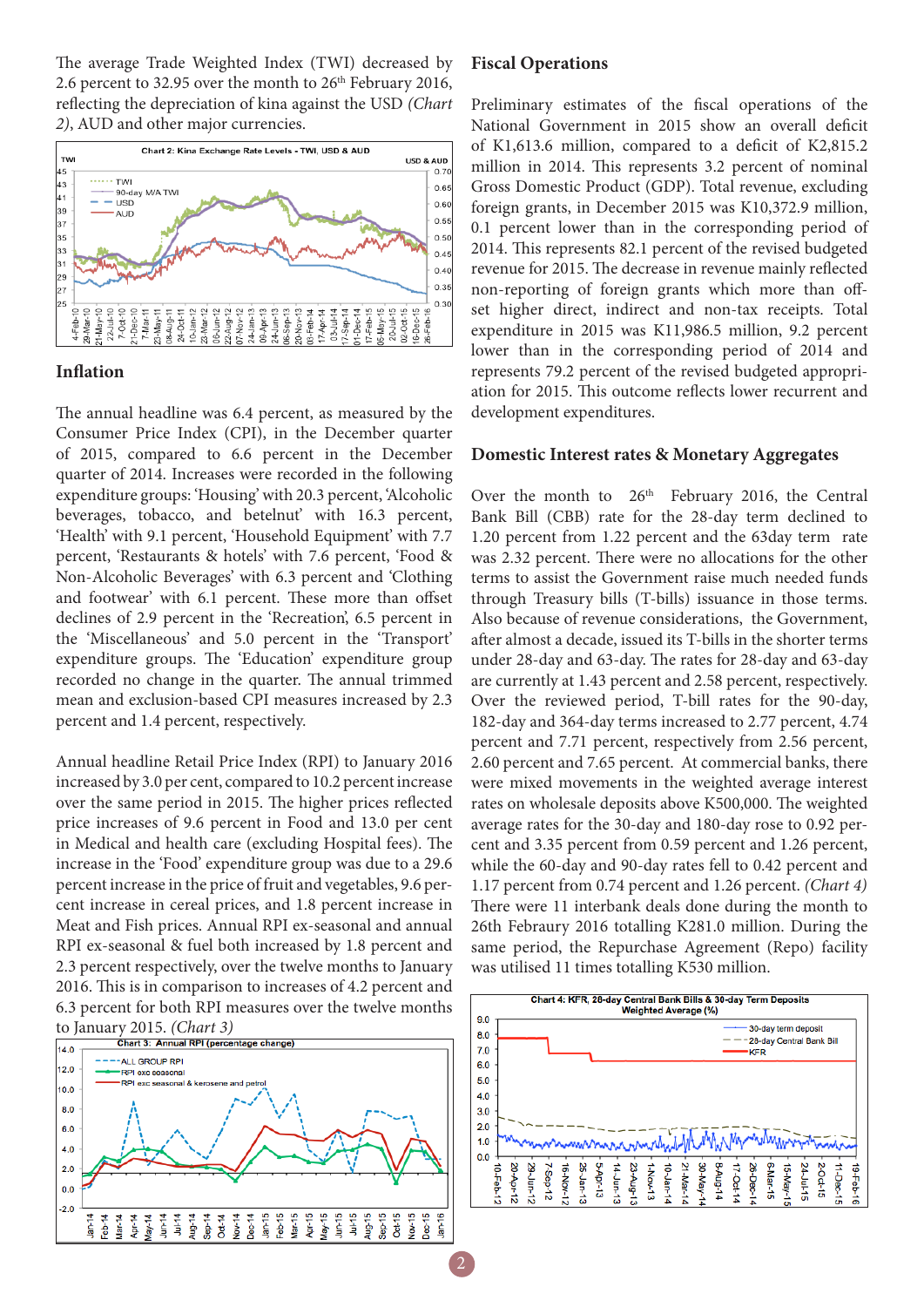The average Trade Weighted Index (TWI) decreased by 2.6 percent to 32.95 over the month to 26th February 2016, reflecting the depreciation of kina against the USD *(Chart 2)*, AUD and other major currencies.

## Inflation

The annual headline was 6.4 percent, as measured by the Consumer Price Index (CPI), in the December quarter of 2015, compared to 6.6 percent in the December quarter of 2014. Increases were recorded in the following expenditure groups: 'Housing' with 20.3 percent, 'Alcoholic beverages, tobacco, and betelnut' with 16.3 percent, 'Health' with 9.1 percent, 'Household Equipment' with 7.7 percent, 'Restaurants & hotels' with 7.6 percent, 'Food & Non-Alcoholic Beverages' with 6.3 percent and 'Clothing and footwear' with 6.1 percent. These more than offset declines of 2.9 percent in the 'Recreation', 6.5 percent in the 'Miscellaneous' and 5.0 percent in the 'Transport' expenditure groups. The 'Education' expenditure group recorded no change in the quarter. The annual trimmed mean and exclusion-based CPI measures increased by 2.3 percent and 1.4 percent, respectively.

Annual headline Retail Price Index (RPI) to January 2016 increased by 3.0 per cent, compared to 10.2 percent increase over the same period in 2015. The higher prices reflected price increases of 9.6 percent in Food and 13.0 per cent in Medical and health care (excluding Hospital fees). The increase in the 'Food' expenditure group was due to a 29.6 percent increase in the price of fruit and vegetables, 9.6 percent increase in cereal prices, and 1.8 percent increase in Meat and Fish prices. Annual RPI ex-seasonal and annual RPI ex-seasonal & fuel both increased by 1.8 percent and 2.3 percent respectively, over the twelve months to January 2016. This is in comparison to increases of 4.2 percent and 6.3 percent for both RPI measures over the twelve months to January 2015. *(Chart 3)*

## Fiscal Operations

Preliminary estimates of the fiscal operations of the National Government in 2015 show an overall deficit of K1,613.6 million, compared to a deficit of K2,815.2 million in 2014. This represents 3.2 percent of nominal Gross Domestic Product (GDP). Total revenue, excluding foreign grants, in December 2015 was K10,372.9 million, 0.1 percent lower than in the corresponding period of 2014. This represents 82.1 percent of the revised budgeted revenue for 2015. The decrease in revenue mainly reflected non-reporting of foreign grants which more than off-set higher direct, indirect and non-tax receipts. Total expenditure in 2015 was K11,986.5 million, 9.2 percent lower than in the corresponding period of 2014 and represents 79.2 percent of the revised budgeted appropriation for 2015. This outcome reflects lower recurrent and development expenditures.

## Domestic Interest rates & Monetary Aggregates

Over the month to 26th February 2016, the Central Bank Bill (CBB) rate for the 28-day term declined to 1.20 percent from 1.22 percent and the 63day term rate was 2.32 percent. There were no allocations for the other terms to assist the Government raise much needed funds through Treasury bills (T-bills) issuance in those terms. Also because of revenue considerations, the Government, after almost a decade, issued its T-bills in the shorter terms under 28-day and 63-day. The rates for 28-day and 63-day are currently at 1.43 percent and 2.58 percent, respectively. Over the reviewed period, T-bill rates for the 90-day, 182-day and 364-day terms increased to 2.77 percent, 4.74 percent and 7.71 percent, respectively from 2.56 percent, 2.60 percent and 7.65 percent. At commercial banks, there were mixed movements in the weighted average interest rates on wholesale deposits above K500,000. The weighted average rates for the 30-day and 180-day rose to 0.92 percent and 3.35 percent from 0.59 percent and 1.26 percent, while the 60-day and 90-day rates fell to 0.42 percent and 1.17 percent from 0.74 percent and 1.26 percent. *(Chart 4)* There were 11 interbank deals done during the month to 26th Febraury 2016 totalling K281.0 million. During the same period, the Repurchase Agreement (Repo) facility was utilised 11 times totalling K530 million.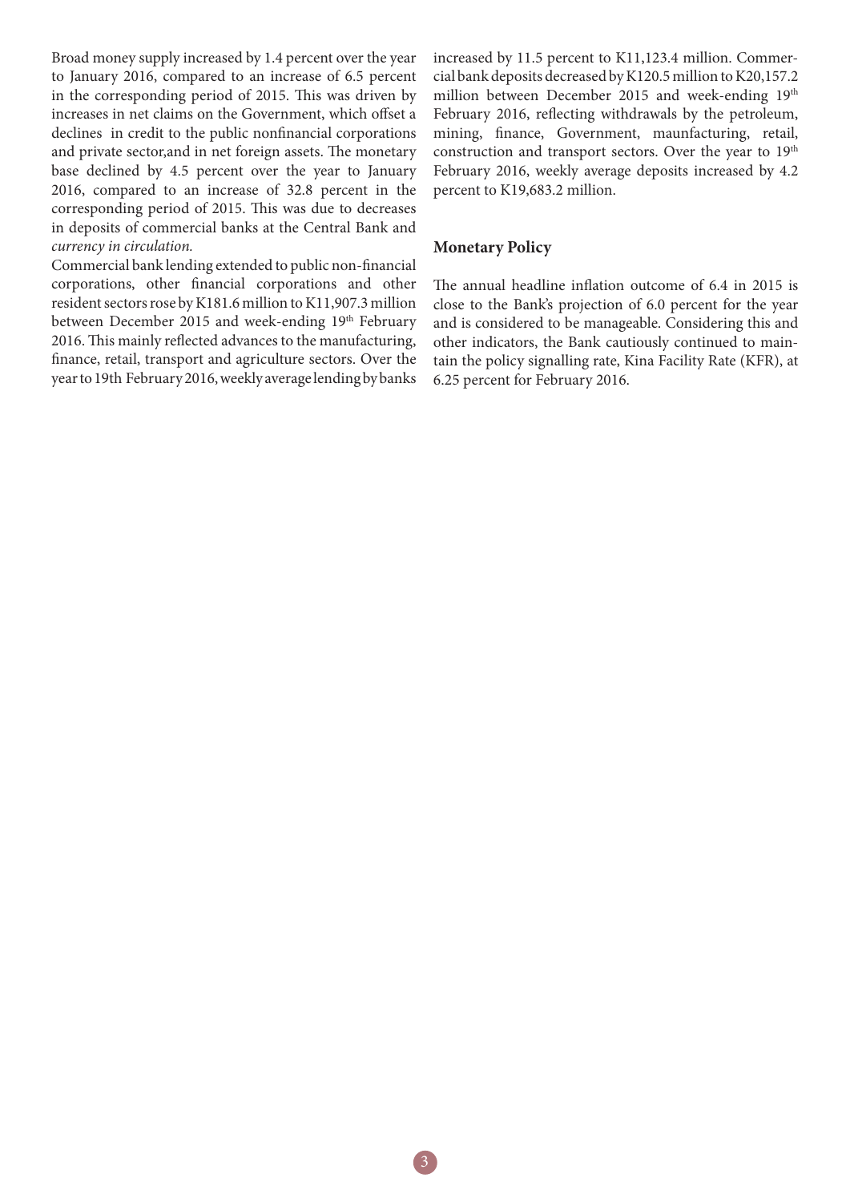Broad money supply increased by 1.4 percent over the year to January 2016, compared to an increase of 6.5 percent in the corresponding period of 2015. This was driven by increases in net claims on the Government, which offset a declines in credit to the public nonfinancial corporations and private sector,and in net foreign assets. The monetary base declined by 4.5 percent over the year to January 2016, compared to an increase of 32.8 percent in the corresponding period of 2015. This was due to decreases in deposits of commercial banks at the Central Bank and *currency in circulation.*

Commercial bank lending extended to public non-financial corporations, other financial corporations and other resident sectors rose by K181.6 million to K11,907.3 million between December 2015 and week-ending 19th February 2016. This mainly reflected advances to the manufacturing, finance, retail, transport and agriculture sectors. Over the year to 19th February 2016, weekly average lending by banks increased by 11.5 percent to K11,123.4 million. Commercial bank deposits decreased by K120.5 million to K20,157.2 million between December 2015 and week-ending 19th February 2016, reflecting withdrawals by the petroleum, mining, finance, Government, maunfacturing, retail, construction and transport sectors. Over the year to 19th February 2016, weekly average deposits increased by 4.2 percent to K19,683.2 million.

## Monetary Policy

The annual headline inflation outcome of 6.4 in 2015 is close to the Bank's projection of 6.0 percent for the year and is considered to be manageable. Considering this and other indicators, the Bank cautiously continued to maintain the policy signalling rate, Kina Facility Rate (KFR), at 6.25 percent for February 2016.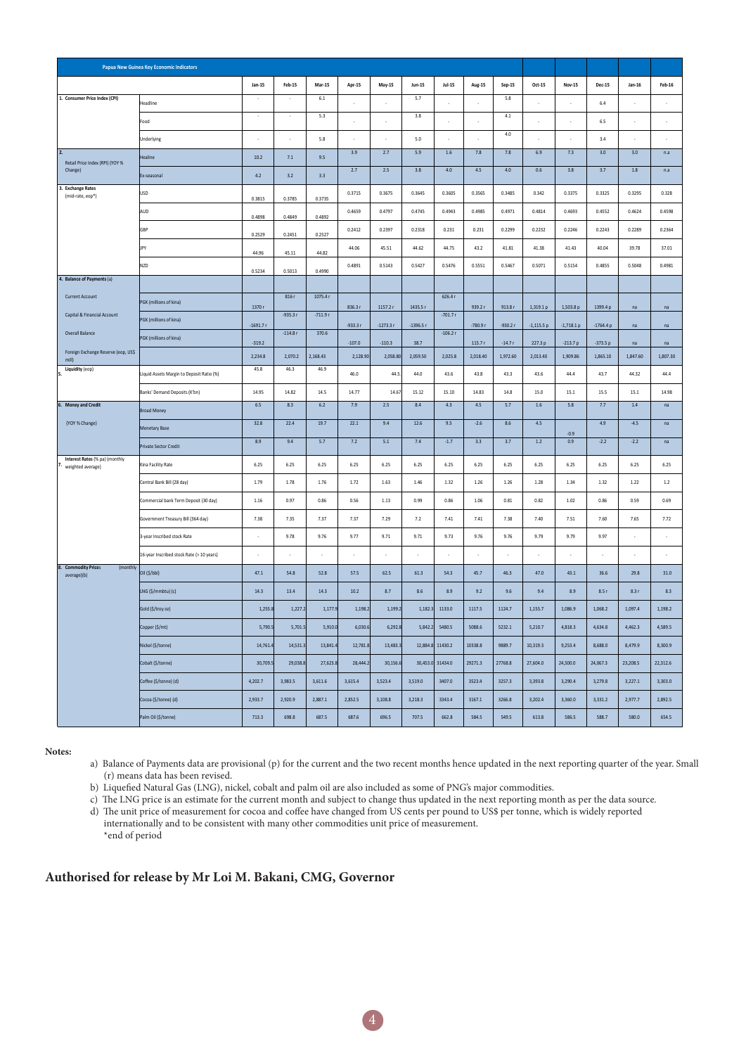| Papua New Guinea Key Economic Indicators | | | | | | | | | | | | | | | |
|---|---|---|---|---|---|---|---|---|---|---|---|---|---|---|---|
| | | Jan-15 | Feb-15 | Mar-15 | Apr-15 | May-15 | Jun-15 | Jul-15 | Aug-15 | Sep-15 | Oct-15 | Nov-15 | Dec-15 | Jan-16 | Feb-16 |
| 1. Consumer Price Index (CPI) | Headline | - | - | 6.1 | - | - | 5.7 | - | - | 5.8 | - | - | 6.4 | - | - |
| | Food | - | - | 5.3 | - | - | 3.8 | - | - | 4.1 | - | - | 6.5 | - | - |
| | Underlying | - | - | 5.8 | - | - | 5.0 | - | - | 4.0 | - | - | 3.4 | - | - |
| 2. Retail Price Index (RPI) (YOY % Change) | Healine | 10.2 | 7.1 | 9.5 | 3.9 | 2.7 | 5.9 | 1.6 | 7.8 | 7.8 | 6.9 | 7.3 | 3.0 | 3.0 | n.a |
| | Ex-seasonal | 4.2 | 3.2 | 3.3 | 2.7 | 2.5 | 3.8 | 4.0 | 4.5 | 4.0 | 0.6 | 3.8 | 3.7 | 1.8 | n.a |
| 3. Exchange Rates (mid-rate, eop*) | USD | 0.3815 | 0.3785 | 0.3735 | 0.3715 | 0.3675 | 0.3645 | 0.3605 | 0.3565 | 0.3485 | 0.342 | 0.3375 | 0.3325 | 0.3295 | 0.328 |
| | AUD | 0.4898 | 0.4849 | 0.4892 | 0.4659 | 0.4797 | 0.4745 | 0.4943 | 0.4985 | 0.4971 | 0.4814 | 0.4693 | 0.4552 | 0.4624 | 0.4598 |
| | GBP | 0.2529 | 0.2451 | 0.2527 | 0.2412 | 0.2397 | 0.2318 | 0.231 | 0.231 | 0.2299 | 0.2232 | 0.2246 | 0.2243 | 0.2289 | 0.2364 |
| | JPY | 44.96 | 45.11 | 44.82 | 44.06 | 45.51 | 44.62 | 44.75 | 43.2 | 41.81 | 41.38 | 41.43 | 40.04 | 39.78 | 37.01 |
| | NZD | 0.5234 | 0.5013 | 0.4990 | 0.4891 | 0.5143 | 0.5427 | 0.5476 | 0.5551 | 0.5467 | 0.5071 | 0.5154 | 0.4855 | 0.5048 | 0.4981 |
| 4. Balance of Payments (a) | | | | | | | | | | | | | | | |
| Current Account | PGK (millions of kina) | 1370 r | 816 r | 1075.4 r | 836.3 r | 1157.2 r | 1435.5 r | 626.4 r | 939.2 r | 913.8 r | 1,319.1 p | 1,503.8 p | 1399.4 p | na | na |
| Capital & Financial Account | PGK (millions of kina) | -1691.7 r | -935.3 r | -711.9 r | -933.3 r | -1273.3 r | -1396.5 r | -701.7 r | -780.9 r | -930.2 r | -1,115.5 p | -1,718.1 p | -1764.4 p | na | na |
| Overall Balance | PGK (millions of kina) | -319.2 | -114.8 r | 370.6 | -107.0 | -110.3 | 38.7 | -106.2 r | 115.7 r | -14.7 r | 227.3 p | -213.7 p | -373.5 p | na | na |
| Foreign Exchange Reserve (eop, US$ mill) | | 2,234.8 | 2,070.2 | 2,168.43 | 2,128.90 | 2,058.80 | 2,059.50 | 2,025.8 | 2,018.40 | 1,972.60 | 2,013.40 | 1,909.86 | 1,865.10 | 1,847.60 | 1,807.30 |
| 5. Liquidity (eop) | Liquid Assets Margin to Deposit Ratio (%) | 45.8 | 46.3 | 46.9 | 46.0 | 44.5 | 44.0 | 43.6 | 43.8 | 43.3 | 43.6 | 44.4 | 43.7 | 44.32 | 44.4 |
| | Banks' Demand Deposits (K'bn) | 14.95 | 14.82 | 14.5 | 14.77 | 14.67 | 15.12 | 15.10 | 14.83 | 14.8 | 15.0 | 15.1 | 15.5 | 15.1 | 14.98 |
| 6. Money and Credit | Broad Money | 6.5 | 8.3 | 6.2 | 7.9 | 2.5 | 8.4 | 4.3 | 4.5 | 5.7 | 1.6 | 5.8 | 7.7 | 1.4 | na |
| (YOY % Change) | Monetary Base | 32.8 | 22.4 | 19.7 | 22.1 | 9.4 | 12.6 | 9.5 | -2.6 | 8.6 | 4.5 | -0.9 | 4.9 | -4.5 | na |
| | Private Sector Credit | 8.9 | 9.4 | 5.7 | 7.2 | 5.1 | 7.4 | -1.7 | 3.3 | 3.7 | 1.2 | 0.9 | -2.2 | -2.2 | na |
| 7. Interest Rates (% pa) (monthly weighted average) | Kina Facility Rate | 6.25 | 6.25 | 6.25 | 6.25 | 6.25 | 6.25 | 6.25 | 6.25 | 6.25 | 6.25 | 6.25 | 6.25 | 6.25 | 6.25 |
| | Central Bank Bill (28 day) | 1.79 | 1.78 | 1.76 | 1.72 | 1.63 | 1.46 | 1.32 | 1.26 | 1.26 | 1.28 | 1.34 | 1.32 | 1.22 | 1.2 |
| | Commercial bank Term Deposit (30 day) | 1.16 | 0.97 | 0.86 | 0.56 | 1.13 | 0.99 | 0.86 | 1.06 | 0.81 | 0.82 | 1.02 | 0.86 | 0.59 | 0.69 |
| | Government Treasury Bill (364 day) | 7.38 | 7.35 | 7.37 | 7.37 | 7.29 | 7.2 | 7.41 | 7.41 | 7.38 | 7.40 | 7.51 | 7.60 | 7.65 | 7.72 |
| | 3-year Inscribed stock Rate | - | 9.78 | 9.76 | 9.77 | 9.71 | 9.71 | 9.73 | 9.76 | 9.76 | 9.79 | 9.79 | 9.97 | - | - |
| | 16-year Inscribed stock Rate (> 10 years) | - | - | - | - | - | - | - | - | - | - | - | - | - | - |
| 8. Commodity Prices (monthly average)(b) | Oil ($/bbl) | 47.1 | 54.8 | 52.8 | 57.5 | 62.5 | 61.3 | 54.3 | 45.7 | 46.3 | 47.0 | 43.1 | 36.6 | 29.8 | 31.0 |
| | LNG ($/mmbtu) (c) | 14.3 | 13.4 | 14.3 | 10.2 | 8.7 | 8.6 | 8.9 | 9.2 | 9.6 | 9.4 | 8.9 | 8.5 r | 8.3 r | 8.3 |
| | Gold ($/troy oz) | 1,255.8 | 1,227.2 | 1,177.9 | 1,198.2 | 1,199.2 | 1,182.3 | 1133.0 | 1117.5 | 1124.7 | 1,155.7 | 1,086.9 | 1,068.2 | 1,097.4 | 1,198.2 |
| | Copper ($/mt) | 5,790.5 | 5,701.5 | 5,910.0 | 6,030.6 | 6,292.8 | 5,842.2 | 5480.5 | 5088.6 | 5232.1 | 5,210.7 | 4,818.3 | 4,634.8 | 4,462.3 | 4,589.5 |
| | Nickel ($/tonne) | 14,761.4 | 14,531.3 | 13,841.4 | 12,781.8 | 13,483.3 | 12,884.8 | 11430.2 | 10338.8 | 9889.7 | 10,319.3 | 9,253.4 | 8,688.0 | 8,479.9 | 8,300.9 |
| | Cobalt ($/tonne) | 30,709.5 | 29,038.8 | 27,623.8 | 28,444.2 | 30,156.6 | 30,453.0 | 31434.0 | 29271.3 | 27768.8 | 27,604.0 | 24,500.0 | 24,067.3 | 23,208.5 | 22,312.6 |
| | Coffee ($/tonne) (d) | 4,202.7 | 3,983.5 | 3,611.6 | 3,615.4 | 3,523.4 | 3,519.0 | 3407.0 | 3523.4 | 3257.3 | 3,393.8 | 3,290.4 | 3,279.8 | 3,227.1 | 3,303.0 |
| | Cocoa ($/tonne) (d) | 2,933.7 | 2,920.9 | 2,887.1 | 2,852.5 | 3,108.8 | 3,218.3 | 3343.4 | 3167.1 | 3266.8 | 3,202.4 | 3,360.0 | 3,331.2 | 2,977.7 | 2,892.5 |
| | Palm Oil ($/tonne) | 713.3 | 698.8 | 687.5 | 687.6 | 696.5 | 707.5 | 662.8 | 584.5 | 549.5 | 613.8 | 586.5 | 588.7 | 580.0 | 654.5 |

**Notes:**

a) Balance of Payments data are provisional (p) for the current and the two recent months hence updated in the next reporting quarter of the year. Small (r) means data has been revised.

b) Liquefied Natural Gas (LNG), nickel, cobalt and palm oil are also included as some of PNG's major commodities.

c) The LNG price is an estimate for the current month and subject to change thus updated in the next reporting month as per the data source.

d) The unit price of measurement for cocoa and coffee have changed from US cents per pound to US$ per tonne, which is widely reported internationally and to be consistent with many other commodities unit price of measurement.

*end of period

## Authorised for release by Mr Loi M. Bakani, CMG, Governor